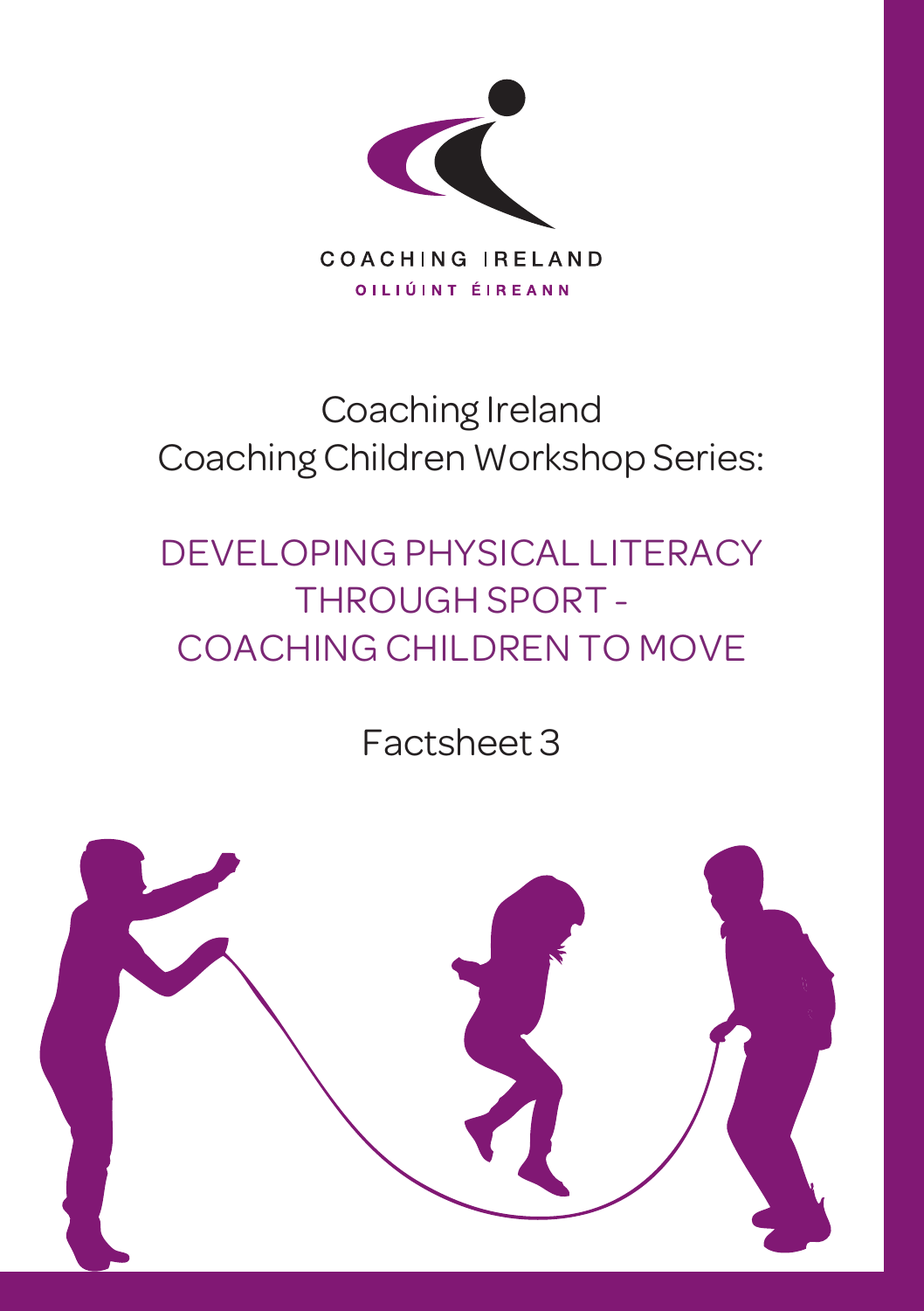COACHING IRELAND

OILIÚINT ÉIREANN

# Coaching Ireland
# Coaching Children Workshop Series:

## DEVELOPING PHYSICAL LITERACY THROUGH SPORT - COACHING CHILDREN TO MOVE

Factsheet 3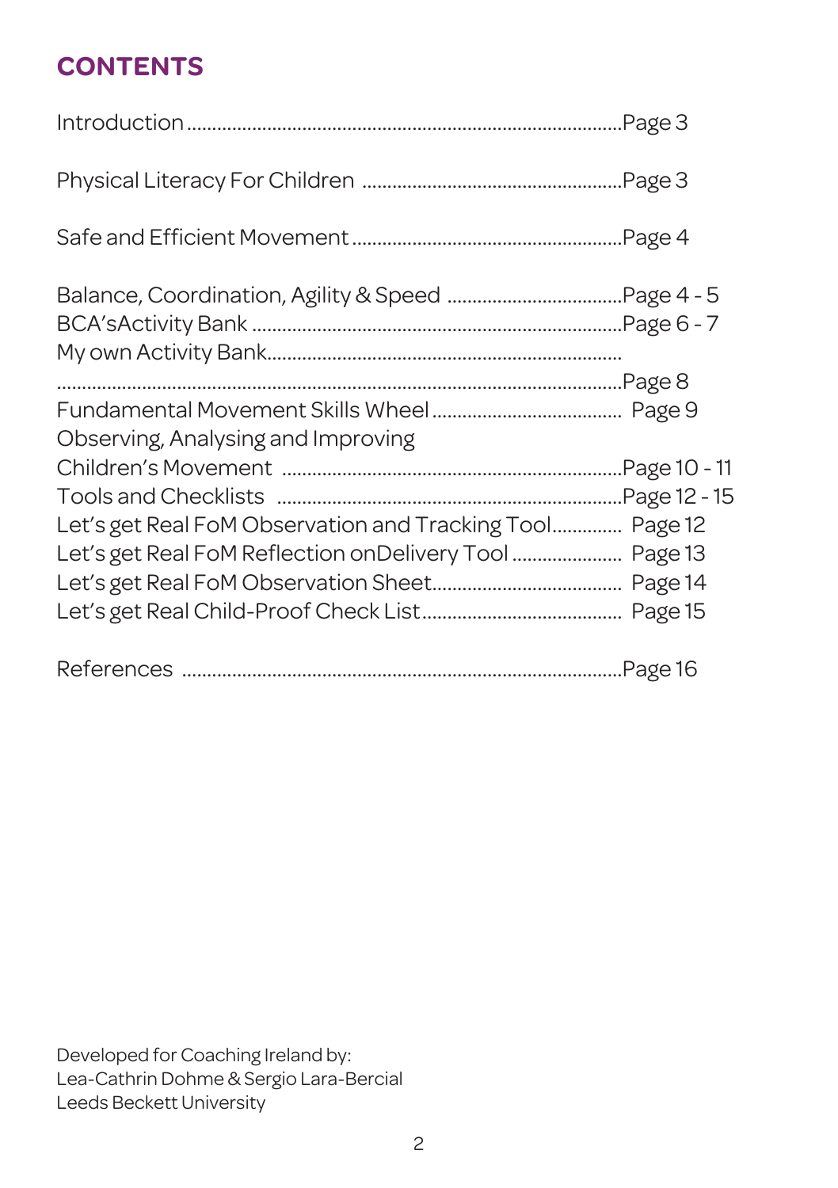# CONTENTS

Introduction ....................................................................................Page 3

Physical Literacy For Children ..................................................Page 3

Safe and Efficient Movement ....................................................Page 4

Balance, Coordination, Agility & Speed ..................................Page 4 - 5
BCA'sActivity Bank ........................................................................Page 6 - 7
My own Activity Bank...................................................................
.........................................................................................................Page 8
Fundamental Movement Skills Wheel ..................................... Page 9
Observing, Analysing and Improving
Children's Movement ..................................................................Page 10 - 11
Tools and Checklists ...................................................................Page 12 - 15
Let's get Real FoM Observation and Tracking Tool.............. Page 12
Let's get Real FoM Reflection onDelivery Tool ...................... Page 13
Let's get Real FoM Observation Sheet..................................... Page 14
Let's get Real Child-Proof Check List....................................... Page 15

References .....................................................................................Page 16

Developed for Coaching Ireland by:
Lea-Cathrin Dohme & Sergio Lara-Bercial
Leeds Beckett University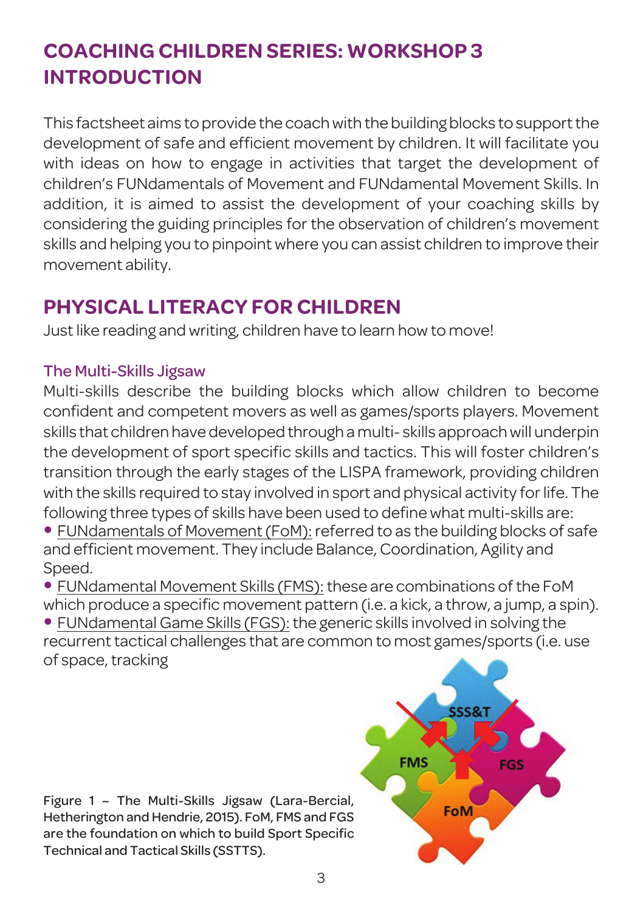## COACHING CHILDREN SERIES: WORKSHOP 3 INTRODUCTION

This factsheet aims to provide the coach with the building blocks to support the development of safe and efficient movement by children. It will facilitate you with ideas on how to engage in activities that target the development of children's FUNdamentals of Movement and FUNdamental Movement Skills. In addition, it is aimed to assist the development of your coaching skills by considering the guiding principles for the observation of children's movement skills and helping you to pinpoint where you can assist children to improve their movement ability.

## PHYSICAL LITERACY FOR CHILDREN

Just like reading and writing, children have to learn how to move!

### The Multi-Skills Jigsaw

Multi-skills describe the building blocks which allow children to become confident and competent movers as well as games/sports players. Movement skills that children have developed through a multi- skills approach will underpin the development of sport specific skills and tactics. This will foster children's transition through the early stages of the LISPA framework, providing children with the skills required to stay involved in sport and physical activity for life. The following three types of skills have been used to define what multi-skills are:

- FUNdamentals of Movement (FoM): referred to as the building blocks of safe and efficient movement. They include Balance, Coordination, Agility and Speed.
- FUNdamental Movement Skills (FMS): these are combinations of the FoM which produce a specific movement pattern (i.e. a kick, a throw, a jump, a spin).
- FUNdamental Game Skills (FGS): the generic skills involved in solving the recurrent tactical challenges that are common to most games/sports (i.e. use of space, tracking

Figure 1 – The Multi-Skills Jigsaw (Lara-Bercial, Hetherington and Hendrie, 2015). FoM, FMS and FGS are the foundation on which to build Sport Specific Technical and Tactical Skills (SSTTS).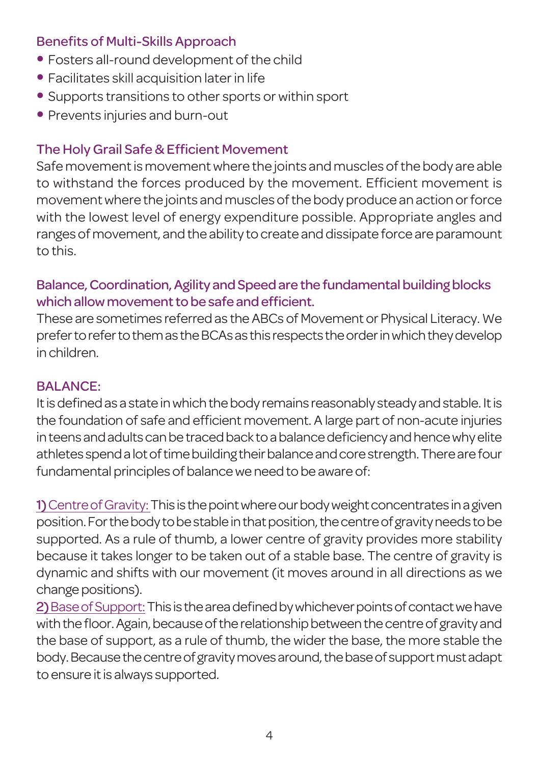## Benefits of Multi-Skills Approach

- Fosters all-round development of the child
- Facilitates skill acquisition later in life
- Supports transitions to other sports or within sport
- Prevents injuries and burn-out

## The Holy Grail Safe & Efficient Movement

Safe movement is movement where the joints and muscles of the body are able to withstand the forces produced by the movement. Efficient movement is movement where the joints and muscles of the body produce an action or force with the lowest level of energy expenditure possible. Appropriate angles and ranges of movement, and the ability to create and dissipate force are paramount to this.

## Balance, Coordination, Agility and Speed are the fundamental building blocks which allow movement to be safe and efficient.

These are sometimes referred as the ABCs of Movement or Physical Literacy. We prefer to refer to them as the BCAs as this respects the order in which they develop in children.

## BALANCE:

It is defined as a state in which the body remains reasonably steady and stable. It is the foundation of safe and efficient movement. A large part of non-acute injuries in teens and adults can be traced back to a balance deficiency and hence why elite athletes spend a lot of time building their balance and core strength. There are four fundamental principles of balance we need to be aware of:

1) Centre of Gravity: This is the point where our body weight concentrates in a given position. For the body to be stable in that position, the centre of gravity needs to be supported. As a rule of thumb, a lower centre of gravity provides more stability because it takes longer to be taken out of a stable base. The centre of gravity is dynamic and shifts with our movement (it moves around in all directions as we change positions).

2) Base of Support: This is the area defined by whichever points of contact we have with the floor. Again, because of the relationship between the centre of gravity and the base of support, as a rule of thumb, the wider the base, the more stable the body. Because the centre of gravity moves around, the base of support must adapt to ensure it is always supported.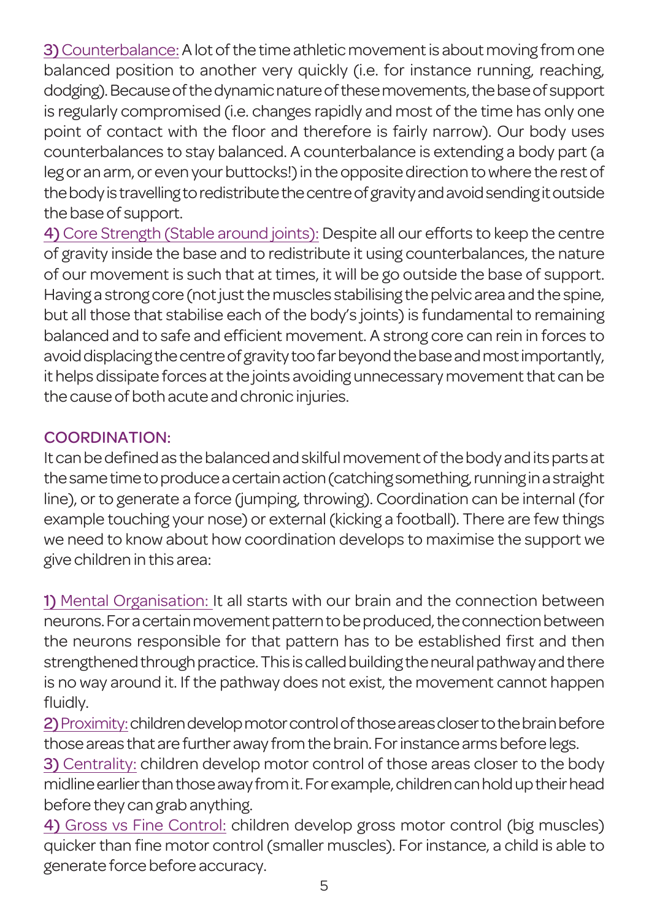3) Counterbalance: A lot of the time athletic movement is about moving from one balanced position to another very quickly (i.e. for instance running, reaching, dodging). Because of the dynamic nature of these movements, the base of support is regularly compromised (i.e. changes rapidly and most of the time has only one point of contact with the floor and therefore is fairly narrow). Our body uses counterbalances to stay balanced. A counterbalance is extending a body part (a leg or an arm, or even your buttocks!) in the opposite direction to where the rest of the body is travelling to redistribute the centre of gravity and avoid sending it outside the base of support.

4) Core Strength (Stable around joints): Despite all our efforts to keep the centre of gravity inside the base and to redistribute it using counterbalances, the nature of our movement is such that at times, it will be go outside the base of support. Having a strong core (not just the muscles stabilising the pelvic area and the spine, but all those that stabilise each of the body's joints) is fundamental to remaining balanced and to safe and efficient movement. A strong core can rein in forces to avoid displacing the centre of gravity too far beyond the base and most importantly, it helps dissipate forces at the joints avoiding unnecessary movement that can be the cause of both acute and chronic injuries.

## COORDINATION:

It can be defined as the balanced and skilful movement of the body and its parts at the same time to produce a certain action (catching something, running in a straight line), or to generate a force (jumping, throwing). Coordination can be internal (for example touching your nose) or external (kicking a football). There are few things we need to know about how coordination develops to maximise the support we give children in this area:

1) Mental Organisation: It all starts with our brain and the connection between neurons. For a certain movement pattern to be produced, the connection between the neurons responsible for that pattern has to be established first and then strengthened through practice. This is called building the neural pathway and there is no way around it. If the pathway does not exist, the movement cannot happen fluidly.

2) Proximity: children develop motor control of those areas closer to the brain before those areas that are further away from the brain. For instance arms before legs.

3) Centrality: children develop motor control of those areas closer to the body midline earlier than those away from it. For example, children can hold up their head before they can grab anything.

4) Gross vs Fine Control: children develop gross motor control (big muscles) quicker than fine motor control (smaller muscles). For instance, a child is able to generate force before accuracy.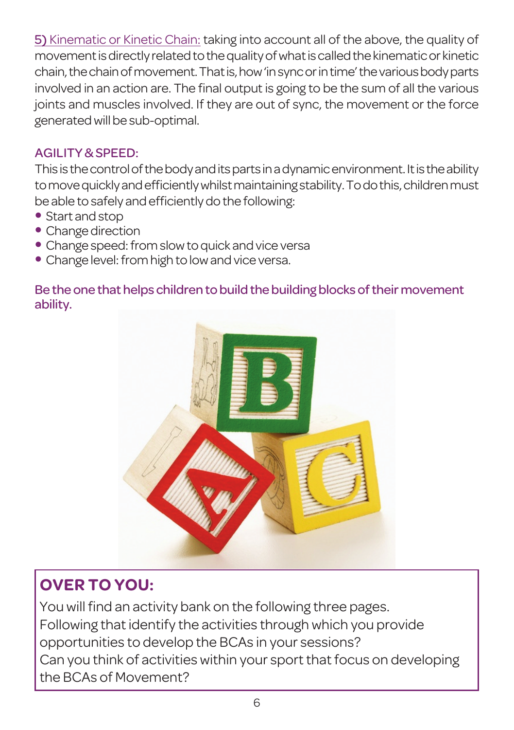5) Kinematic or Kinetic Chain: taking into account all of the above, the quality of movement is directly related to the quality of what is called the kinematic or kinetic chain, the chain of movement. That is, how 'in sync or in time' the various body parts involved in an action are. The final output is going to be the sum of all the various joints and muscles involved. If they are out of sync, the movement or the force generated will be sub-optimal.

## AGILITY & SPEED:

This is the control of the body and its parts in a dynamic environment. It is the ability to move quickly and efficiently whilst maintaining stability. To do this, children must be able to safely and efficiently do the following:

- Start and stop
- Change direction
- Change speed: from slow to quick and vice versa
- Change level: from high to low and vice versa.

**Be the one that helps children to build the building blocks of their movement ability.**

## OVER TO YOU:

You will find an activity bank on the following three pages.
Following that identify the activities through which you provide opportunities to develop the BCAs in your sessions?
Can you think of activities within your sport that focus on developing the BCAs of Movement?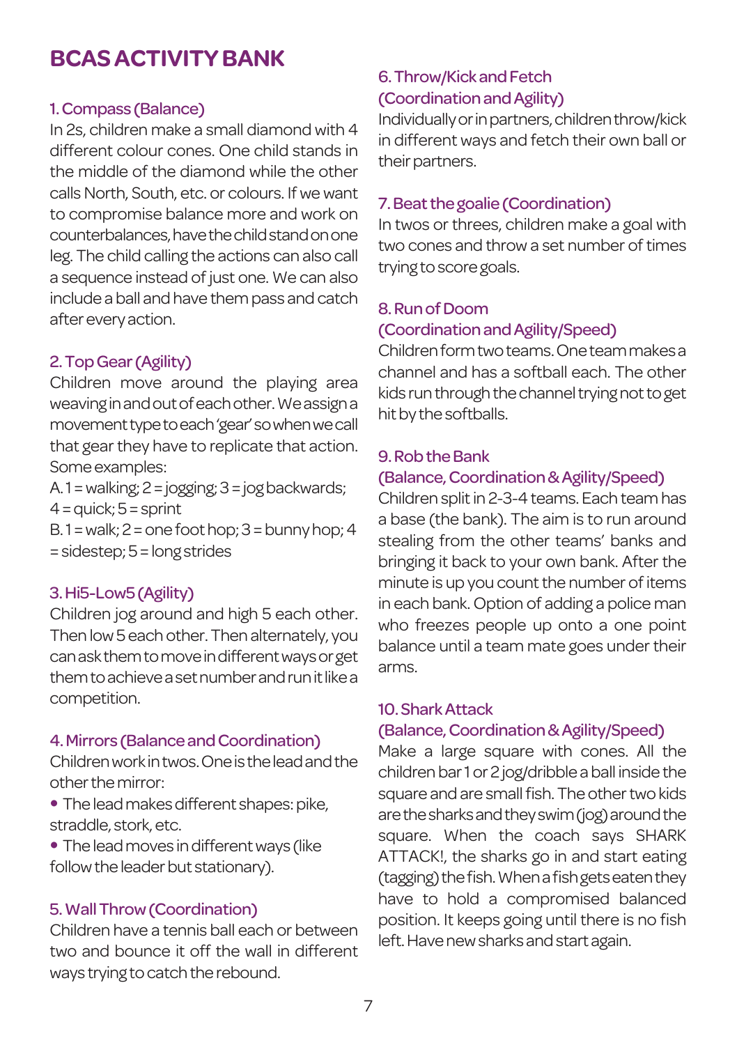# BCAS ACTIVITY BANK

## 1. Compass (Balance)

In 2s, children make a small diamond with 4 different colour cones. One child stands in the middle of the diamond while the other calls North, South, etc. or colours. If we want to compromise balance more and work on counterbalances, have the child stand on one leg. The child calling the actions can also call a sequence instead of just one. We can also include a ball and have them pass and catch after every action.

## 2. Top Gear (Agility)

Children move around the playing area weaving in and out of each other. We assign a movement type to each 'gear' so when we call that gear they have to replicate that action. Some examples:

A. 1 = walking; 2 = jogging; 3 = jog backwards; 4 = quick; 5 = sprint

B. 1 = walk; 2 = one foot hop; 3 = bunny hop; 4 = sidestep; 5 = long strides

## 3. Hi5-Low5 (Agility)

Children jog around and high 5 each other. Then low 5 each other. Then alternately, you can ask them to move in different ways or get them to achieve a set number and run it like a competition.

## 4. Mirrors (Balance and Coordination)

Children work in twos. One is the lead and the other the mirror:

- The lead makes different shapes: pike, straddle, stork, etc.
- The lead moves in different ways (like follow the leader but stationary).

## 5. Wall Throw (Coordination)

Children have a tennis ball each or between two and bounce it off the wall in different ways trying to catch the rebound.

## 6. Throw/Kick and Fetch (Coordination and Agility)

Individually or in partners, children throw/kick in different ways and fetch their own ball or their partners.

## 7. Beat the goalie (Coordination)

In twos or threes, children make a goal with two cones and throw a set number of times trying to score goals.

## 8. Run of Doom (Coordination and Agility/Speed)

Children form two teams. One team makes a channel and has a softball each. The other kids run through the channel trying not to get hit by the softballs.

## 9. Rob the Bank (Balance, Coordination & Agility/Speed)

Children split in 2-3-4 teams. Each team has a base (the bank). The aim is to run around stealing from the other teams' banks and bringing it back to your own bank. After the minute is up you count the number of items in each bank. Option of adding a police man who freezes people up onto a one point balance until a team mate goes under their arms.

## 10. Shark Attack (Balance, Coordination & Agility/Speed)

Make a large square with cones. All the children bar 1 or 2 jog/dribble a ball inside the square and are small fish. The other two kids are the sharks and they swim (jog) around the square. When the coach says SHARK ATTACK!, the sharks go in and start eating (tagging) the fish. When a fish gets eaten they have to hold a compromised balanced position. It keeps going until there is no fish left. Have new sharks and start again.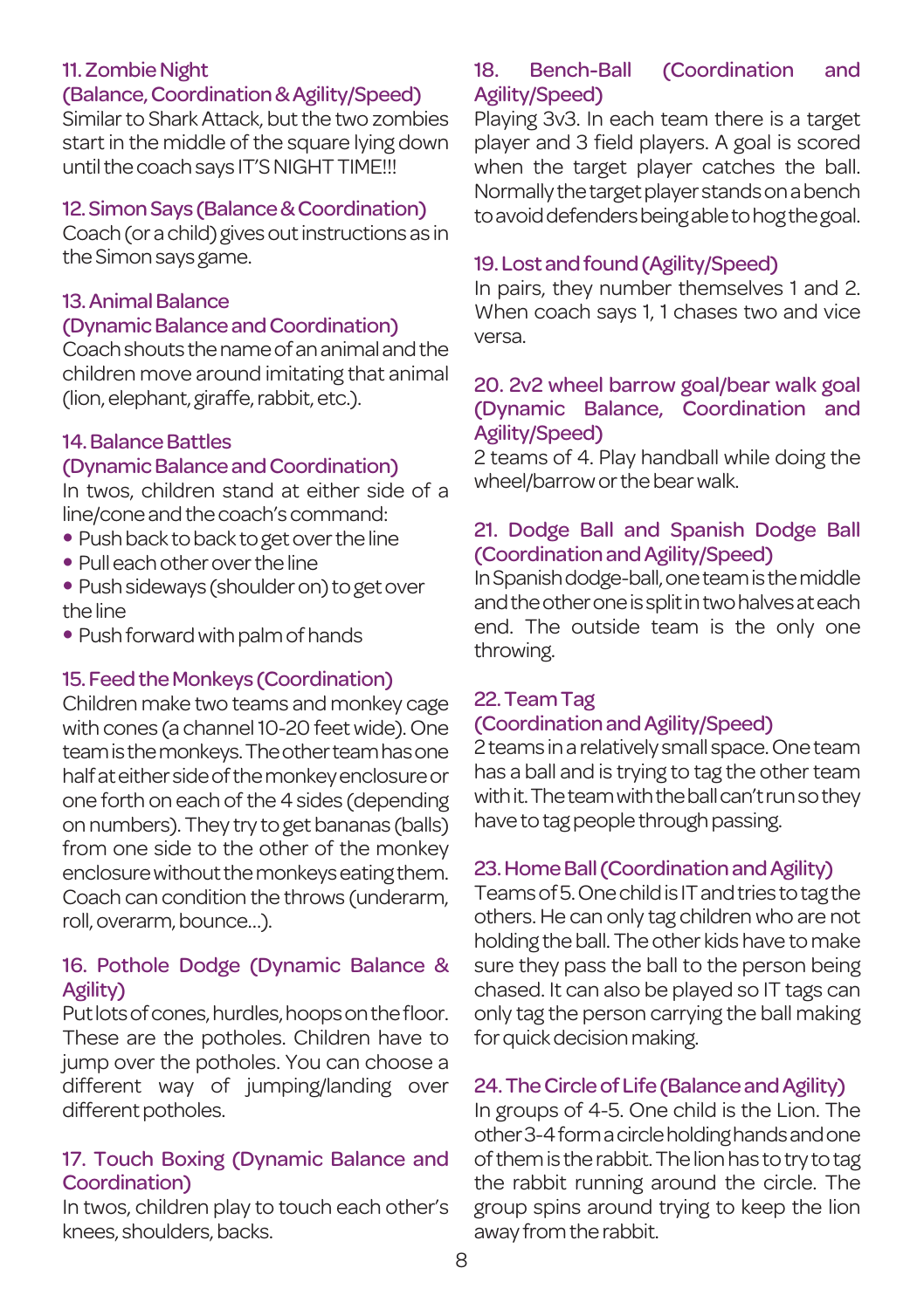### 11. Zombie Night (Balance, Coordination & Agility/Speed)

Similar to Shark Attack, but the two zombies start in the middle of the square lying down until the coach says IT'S NIGHT TIME!!!

### 12. Simon Says (Balance & Coordination)

Coach (or a child) gives out instructions as in the Simon says game.

### 13. Animal Balance (Dynamic Balance and Coordination)

Coach shouts the name of an animal and the children move around imitating that animal (lion, elephant, giraffe, rabbit, etc.).

### 14. Balance Battles (Dynamic Balance and Coordination)

In twos, children stand at either side of a line/cone and the coach's command:

- Push back to back to get over the line
- Pull each other over the line
- Push sideways (shoulder on) to get over the line
- Push forward with palm of hands

### 15. Feed the Monkeys (Coordination)

Children make two teams and monkey cage with cones (a channel 10-20 feet wide). One team is the monkeys. The other team has one half at either side of the monkey enclosure or one forth on each of the 4 sides (depending on numbers). They try to get bananas (balls) from one side to the other of the monkey enclosure without the monkeys eating them. Coach can condition the throws (underarm, roll, overarm, bounce…).

### 16. Pothole Dodge (Dynamic Balance & Agility)

Put lots of cones, hurdles, hoops on the floor. These are the potholes. Children have to jump over the potholes. You can choose a different way of jumping/landing over different potholes.

### 17. Touch Boxing (Dynamic Balance and Coordination)

In twos, children play to touch each other's knees, shoulders, backs.

### 18. Bench-Ball (Coordination and Agility/Speed)

Playing 3v3. In each team there is a target player and 3 field players. A goal is scored when the target player catches the ball. Normally the target player stands on a bench to avoid defenders being able to hog the goal.

### 19. Lost and found (Agility/Speed)

In pairs, they number themselves 1 and 2. When coach says 1, 1 chases two and vice versa.

### 20. 2v2 wheel barrow goal/bear walk goal (Dynamic Balance, Coordination and Agility/Speed)

2 teams of 4. Play handball while doing the wheel/barrow or the bear walk.

### 21. Dodge Ball and Spanish Dodge Ball (Coordination and Agility/Speed)

In Spanish dodge-ball, one team is the middle and the other one is split in two halves at each end. The outside team is the only one throwing.

### 22. Team Tag (Coordination and Agility/Speed)

2 teams in a relatively small space. One team has a ball and is trying to tag the other team with it. The team with the ball can't run so they have to tag people through passing.

### 23. Home Ball (Coordination and Agility)

Teams of 5. One child is IT and tries to tag the others. He can only tag children who are not holding the ball. The other kids have to make sure they pass the ball to the person being chased. It can also be played so IT tags can only tag the person carrying the ball making for quick decision making.

### 24. The Circle of Life (Balance and Agility)

In groups of 4-5. One child is the Lion. The other 3-4 form a circle holding hands and one of them is the rabbit. The lion has to try to tag the rabbit running around the circle. The group spins around trying to keep the lion away from the rabbit.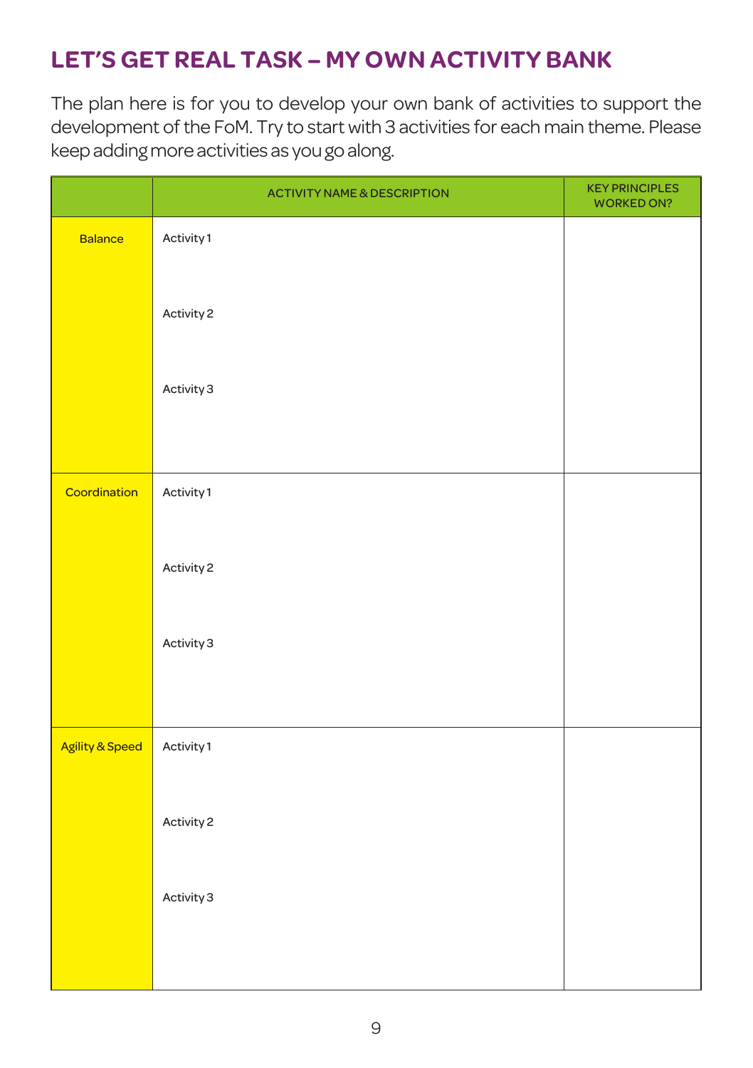## LET'S GET REAL TASK – MY OWN ACTIVITY BANK

The plan here is for you to develop your own bank of activities to support the development of the FoM. Try to start with 3 activities for each main theme. Please keep adding more activities as you go along.

| | ACTIVITY NAME & DESCRIPTION | KEY PRINCIPLES WORKED ON? |
|---|---|---|
| Balance | Activity 1 | |
| | Activity 2 | |
| | Activity 3 | |
| Coordination | Activity 1 | |
| | Activity 2 | |
| | Activity 3 | |
| Agility & Speed | Activity 1 | |
| | Activity 2 | |
| | Activity 3 | |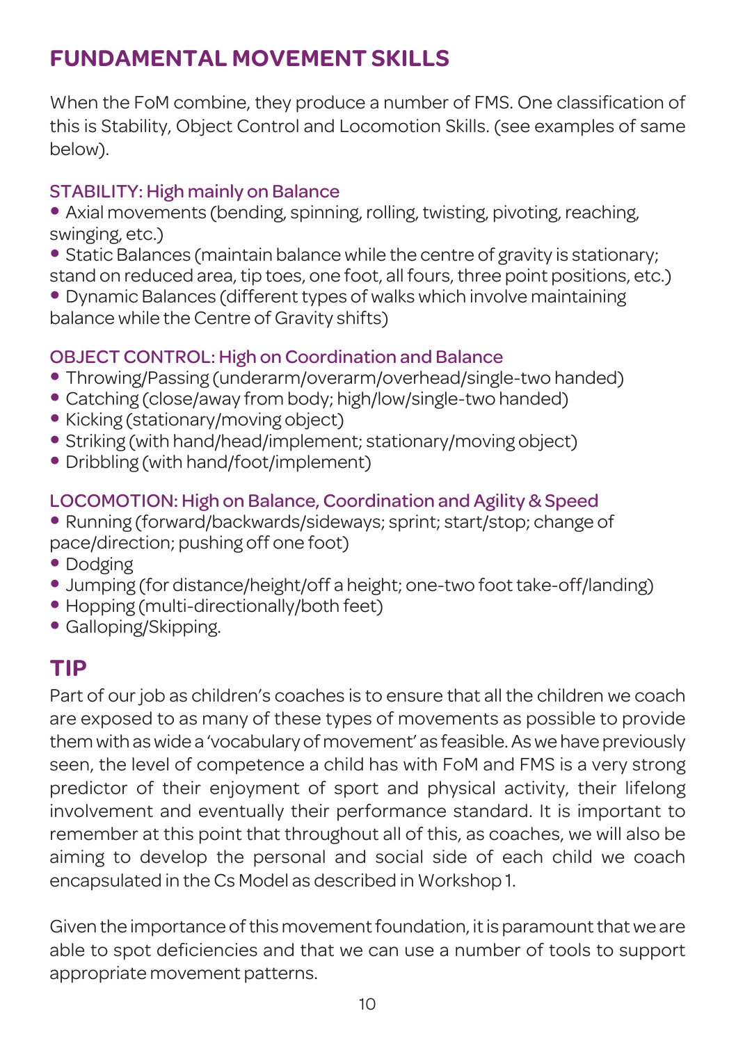## FUNDAMENTAL MOVEMENT SKILLS

When the FoM combine, they produce a number of FMS. One classification of this is Stability, Object Control and Locomotion Skills. (see examples of same below).

### STABILITY: High mainly on Balance

- Axial movements (bending, spinning, rolling, twisting, pivoting, reaching, swinging, etc.)
- Static Balances (maintain balance while the centre of gravity is stationary; stand on reduced area, tip toes, one foot, all fours, three point positions, etc.)
- Dynamic Balances (different types of walks which involve maintaining balance while the Centre of Gravity shifts)

### OBJECT CONTROL: High on Coordination and Balance

- Throwing/Passing (underarm/overarm/overhead/single-two handed)
- Catching (close/away from body; high/low/single-two handed)
- Kicking (stationary/moving object)
- Striking (with hand/head/implement; stationary/moving object)
- Dribbling (with hand/foot/implement)

### LOCOMOTION: High on Balance, Coordination and Agility & Speed

- Running (forward/backwards/sideways; sprint; start/stop; change of pace/direction; pushing off one foot)
- Dodging
- Jumping (for distance/height/off a height; one-two foot take-off/landing)
- Hopping (multi-directionally/both feet)
- Galloping/Skipping.

## TIP

Part of our job as children's coaches is to ensure that all the children we coach are exposed to as many of these types of movements as possible to provide them with as wide a 'vocabulary of movement' as feasible. As we have previously seen, the level of competence a child has with FoM and FMS is a very strong predictor of their enjoyment of sport and physical activity, their lifelong involvement and eventually their performance standard. It is important to remember at this point that throughout all of this, as coaches, we will also be aiming to develop the personal and social side of each child we coach encapsulated in the Cs Model as described in Workshop 1.

Given the importance of this movement foundation, it is paramount that we are able to spot deficiencies and that we can use a number of tools to support appropriate movement patterns.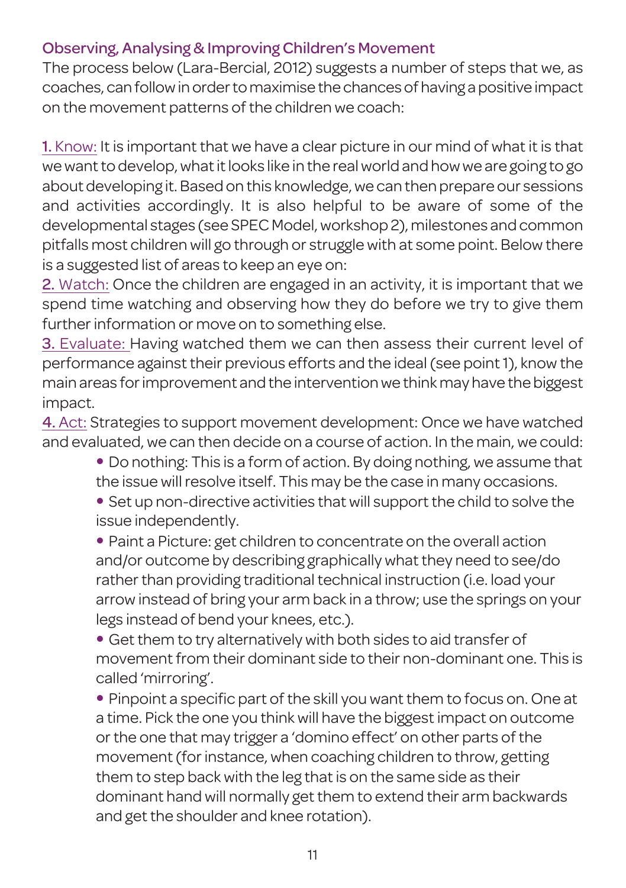## Observing, Analysing & Improving Children's Movement

The process below (Lara-Bercial, 2012) suggests a number of steps that we, as coaches, can follow in order to maximise the chances of having a positive impact on the movement patterns of the children we coach:

1. Know: It is important that we have a clear picture in our mind of what it is that we want to develop, what it looks like in the real world and how we are going to go about developing it. Based on this knowledge, we can then prepare our sessions and activities accordingly. It is also helpful to be aware of some of the developmental stages (see SPEC Model, workshop 2), milestones and common pitfalls most children will go through or struggle with at some point. Below there is a suggested list of areas to keep an eye on:

2. Watch: Once the children are engaged in an activity, it is important that we spend time watching and observing how they do before we try to give them further information or move on to something else.

3. Evaluate: Having watched them we can then assess their current level of performance against their previous efforts and the ideal (see point 1), know the main areas for improvement and the intervention we think may have the biggest impact.

4. Act: Strategies to support movement development: Once we have watched and evaluated, we can then decide on a course of action. In the main, we could:

- Do nothing: This is a form of action. By doing nothing, we assume that the issue will resolve itself. This may be the case in many occasions.
- Set up non-directive activities that will support the child to solve the issue independently.
- Paint a Picture: get children to concentrate on the overall action and/or outcome by describing graphically what they need to see/do rather than providing traditional technical instruction (i.e. load your arrow instead of bring your arm back in a throw; use the springs on your legs instead of bend your knees, etc.).
- Get them to try alternatively with both sides to aid transfer of movement from their dominant side to their non-dominant one. This is called 'mirroring'.
- Pinpoint a specific part of the skill you want them to focus on. One at a time. Pick the one you think will have the biggest impact on outcome or the one that may trigger a 'domino effect' on other parts of the movement (for instance, when coaching children to throw, getting them to step back with the leg that is on the same side as their dominant hand will normally get them to extend their arm backwards and get the shoulder and knee rotation).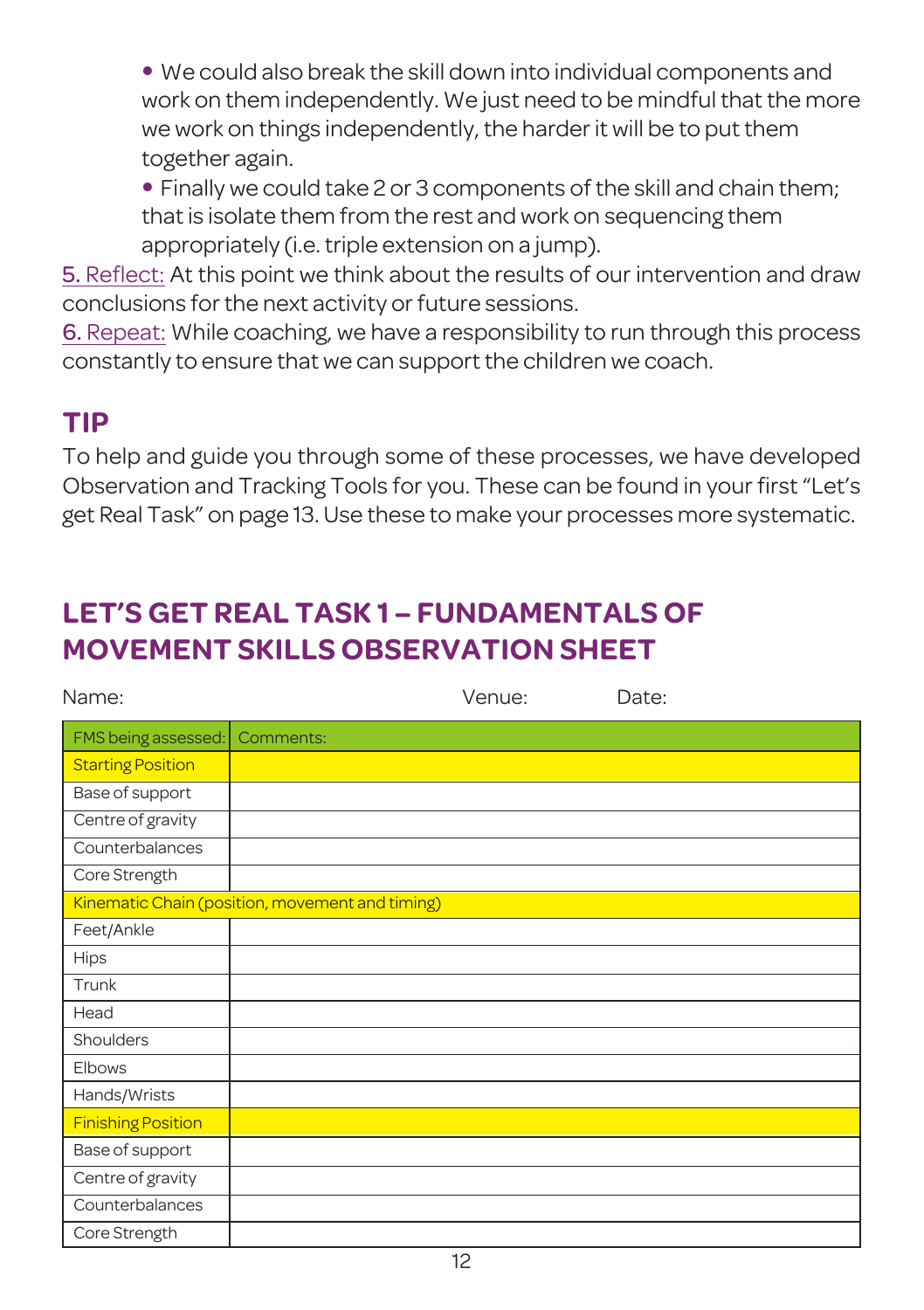- We could also break the skill down into individual components and work on them independently. We just need to be mindful that the more we work on things independently, the harder it will be to put them together again.
- Finally we could take 2 or 3 components of the skill and chain them; that is isolate them from the rest and work on sequencing them appropriately (i.e. triple extension on a jump).

5. Reflect: At this point we think about the results of our intervention and draw conclusions for the next activity or future sessions.

6. Repeat: While coaching, we have a responsibility to run through this process constantly to ensure that we can support the children we coach.

## TIP

To help and guide you through some of these processes, we have developed Observation and Tracking Tools for you. These can be found in your first "Let's get Real Task" on page 13. Use these to make your processes more systematic.

## LET'S GET REAL TASK 1 – FUNDAMENTALS OF MOVEMENT SKILLS OBSERVATION SHEET

Name: Venue: Date:

| FMS being assessed: | Comments: |
|---|---|
| **Starting Position** | |
| Base of support | |
| Centre of gravity | |
| Counterbalances | |
| Core Strength | |
| **Kinematic Chain (position, movement and timing)** | |
| Feet/Ankle | |
| Hips | |
| Trunk | |
| Head | |
| Shoulders | |
| Elbows | |
| Hands/Wrists | |
| **Finishing Position** | |
| Base of support | |
| Centre of gravity | |
| Counterbalances | |
| Core Strength | |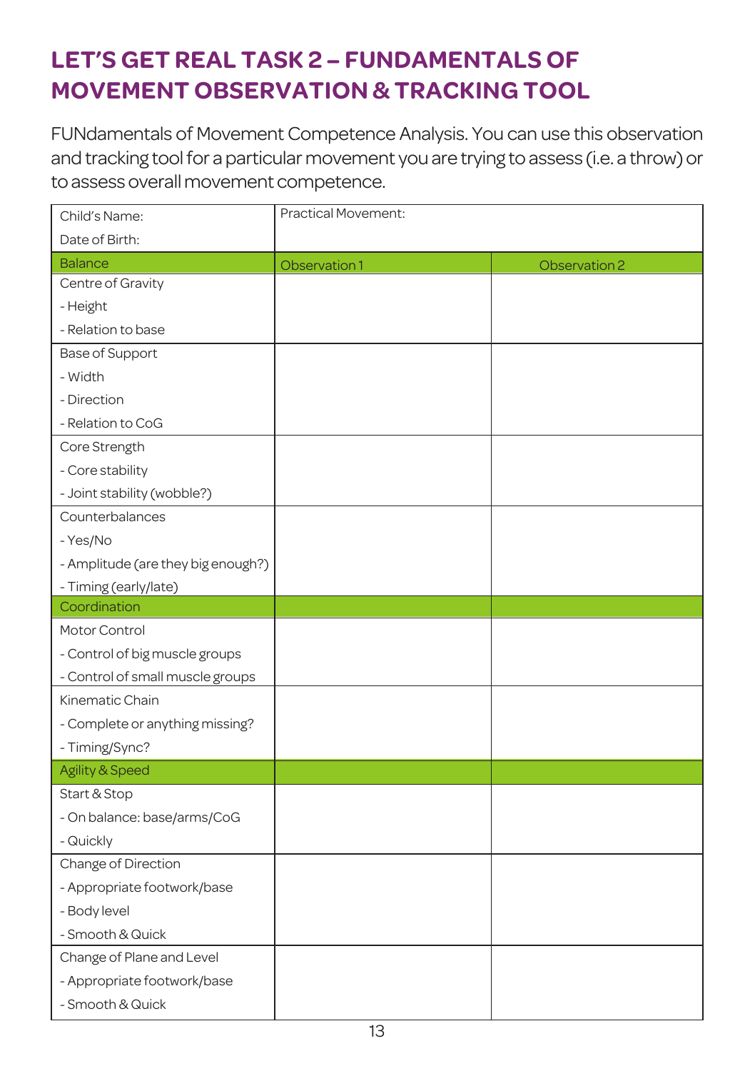## LET'S GET REAL TASK 2 – FUNDAMENTALS OF MOVEMENT OBSERVATION & TRACKING TOOL

FUNdamentals of Movement Competence Analysis. You can use this observation and tracking tool for a particular movement you are trying to assess (i.e. a throw) or to assess overall movement competence.

| Child's Name:<br>Date of Birth: | Practical Movement: | |
|---|---|---|
| **Balance** | **Observation 1** | **Observation 2** |
| Centre of Gravity<br>- Height<br>- Relation to base | | |
| Base of Support<br>- Width<br>- Direction<br>- Relation to CoG | | |
| Core Strength<br>- Core stability<br>- Joint stability (wobble?) | | |
| Counterbalances<br>- Yes/No<br>- Amplitude (are they big enough?)<br>- Timing (early/late) | | |
| **Coordination** | | |
| Motor Control<br>- Control of big muscle groups<br>- Control of small muscle groups | | |
| Kinematic Chain<br>- Complete or anything missing?<br>- Timing/Sync? | | |
| **Agility & Speed** | | |
| Start & Stop<br>- On balance: base/arms/CoG<br>- Quickly | | |
| Change of Direction<br>- Appropriate footwork/base<br>- Body level<br>- Smooth & Quick | | |
| Change of Plane and Level<br>- Appropriate footwork/base<br>- Smooth & Quick | | |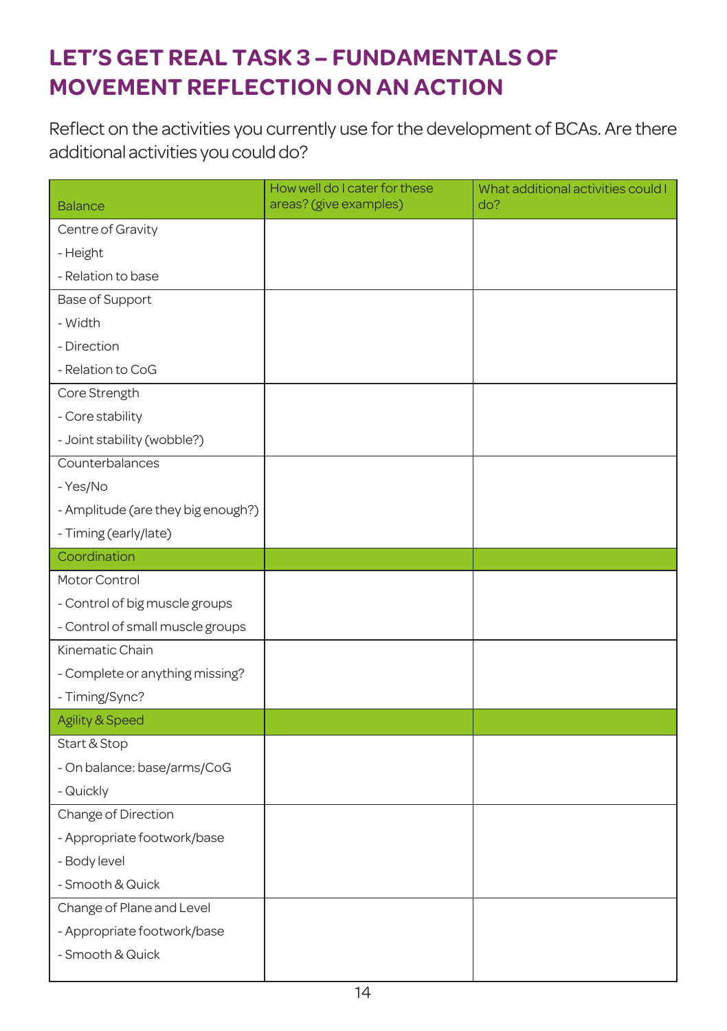## LET'S GET REAL TASK 3 – FUNDAMENTALS OF MOVEMENT REFLECTION ON AN ACTION

Reflect on the activities you currently use for the development of BCAs. Are there additional activities you could do?

| Balance | How well do I cater for these areas? (give examples) | What additional activities could I do? |
|---|---|---|
| Centre of Gravity<br>- Height<br>- Relation to base | | |
| Base of Support<br>- Width<br>- Direction<br>- Relation to CoG | | |
| Core Strength<br>- Core stability<br>- Joint stability (wobble?) | | |
| Counterbalances<br>- Yes/No<br>- Amplitude (are they big enough?)<br>- Timing (early/late) | | |
| **Coordination** | | |
| Motor Control<br>- Control of big muscle groups<br>- Control of small muscle groups | | |
| Kinematic Chain<br>- Complete or anything missing?<br>- Timing/Sync? | | |
| **Agility & Speed** | | |
| Start & Stop<br>- On balance: base/arms/CoG<br>- Quickly | | |
| Change of Direction<br>- Appropriate footwork/base<br>- Body level<br>- Smooth & Quick | | |
| Change of Plane and Level<br>- Appropriate footwork/base<br>- Smooth & Quick | | |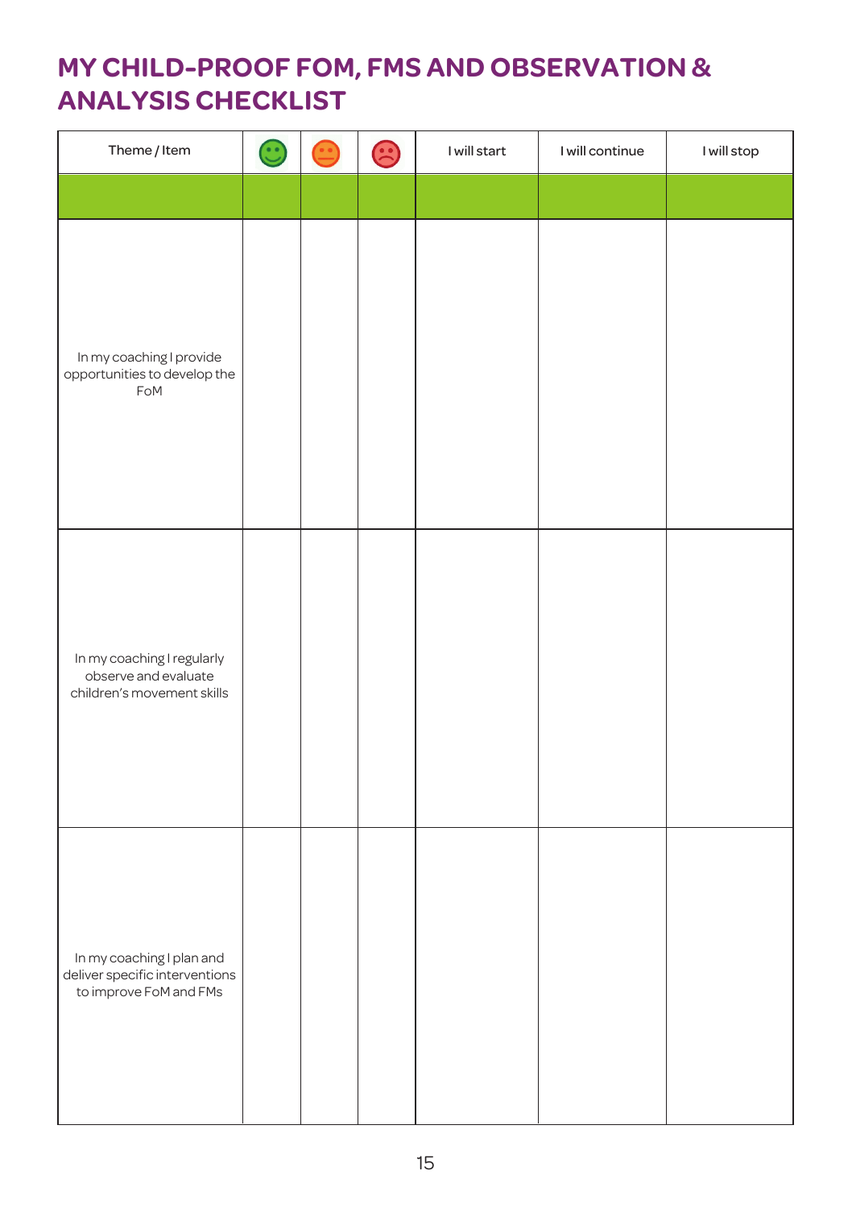# MY CHILD-PROOF FOM, FMS AND OBSERVATION & ANALYSIS CHECKLIST

| Theme / Item | 🙂 | 😐 | 🙁 | I will start | I will continue | I will stop |
|---|---|---|---|---|---|---|
| | | | | | | |
| In my coaching I provide opportunities to develop the FoM | | | | | | |
| In my coaching I regularly observe and evaluate children's movement skills | | | | | | |
| In my coaching I plan and deliver specific interventions to improve FoM and FMs | | | | | | |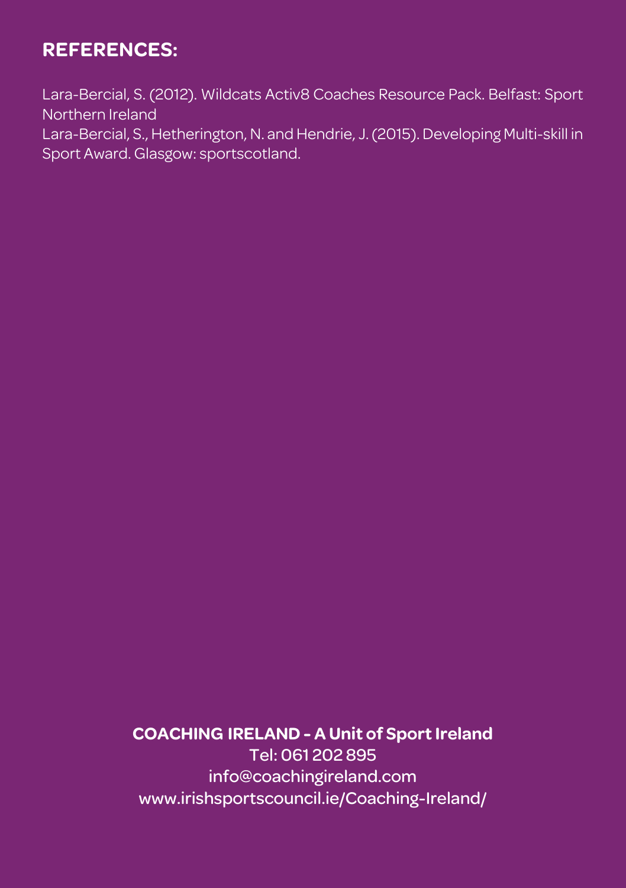## REFERENCES:

Lara-Bercial, S. (2012). Wildcats Activ8 Coaches Resource Pack. Belfast: Sport Northern Ireland

Lara-Bercial, S., Hetherington, N. and Hendrie, J. (2015). Developing Multi-skill in Sport Award. Glasgow: sportscotland.

**COACHING IRELAND - A Unit of Sport Ireland**

Tel: 061 202 895

info@coachingireland.com

www.irishsportscouncil.ie/Coaching-Ireland/